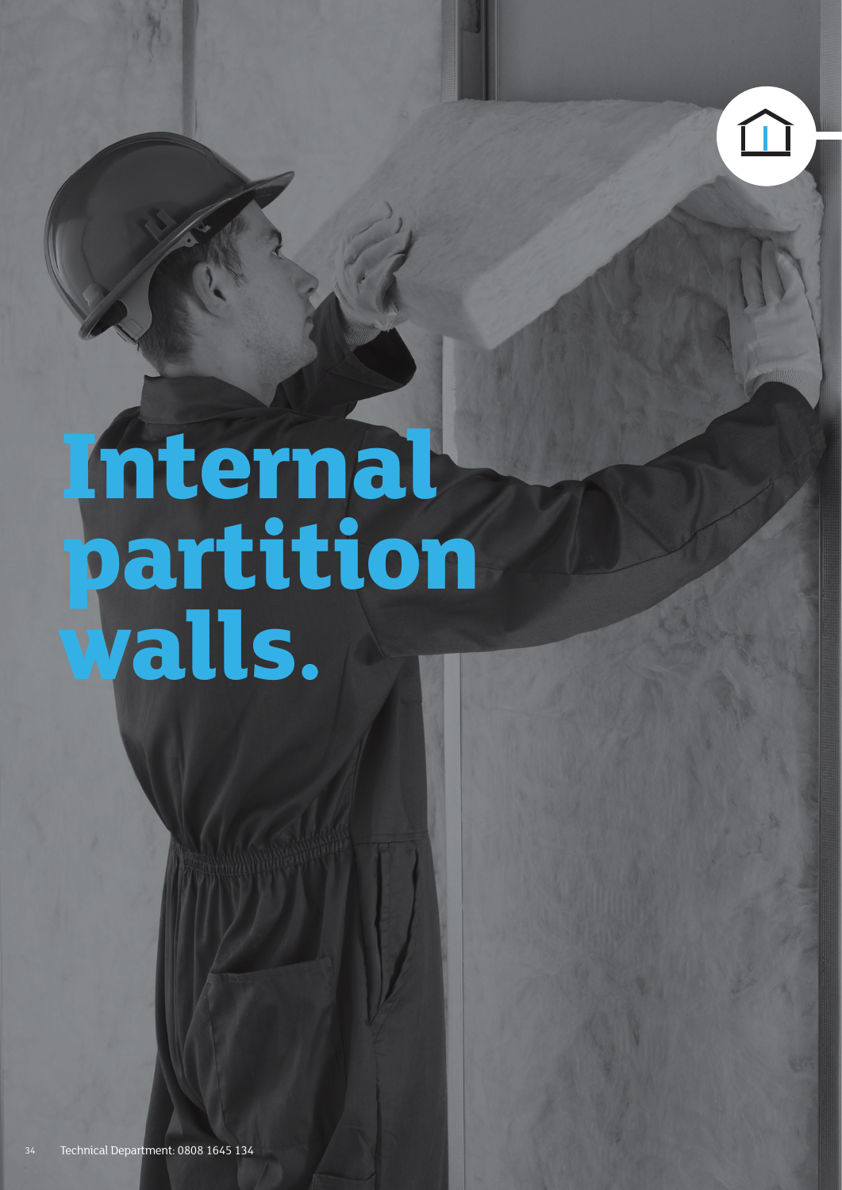# Internal partition walls.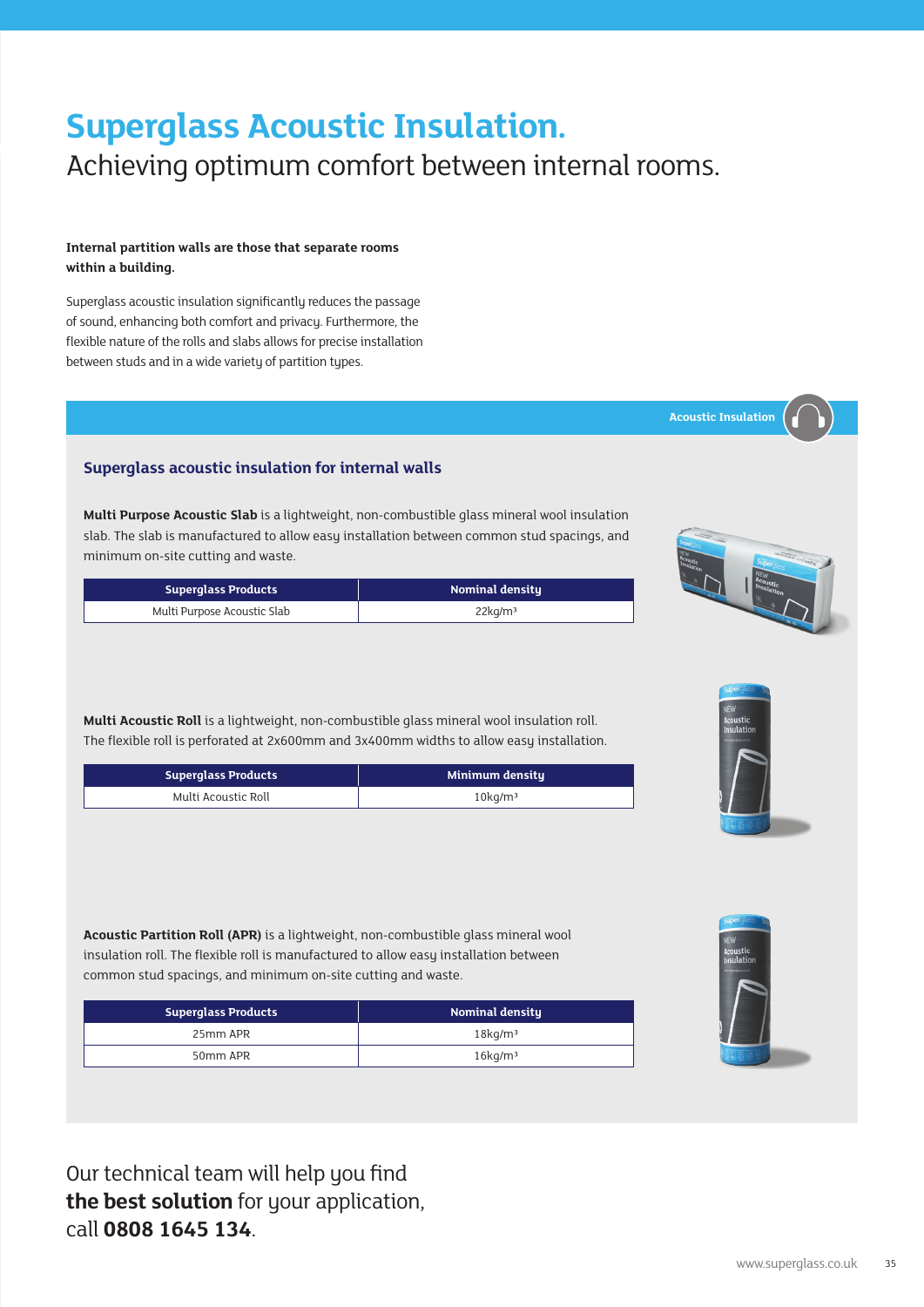# Superglass Acoustic Insulation.

## Achieving optimum comfort between internal rooms.

**Internal partition walls are those that separate rooms within a building.**

Superglass acoustic insulation significantly reduces the passage of sound, enhancing both comfort and privacy. Furthermore, the flexible nature of the rolls and slabs allows for precise installation between studs and in a wide variety of partition types.

Acoustic Insulation

### Superglass acoustic insulation for internal walls

**Multi Purpose Acoustic Slab** is a lightweight, non-combustible glass mineral wool insulation slab. The slab is manufactured to allow easy installation between common stud spacings, and minimum on-site cutting and waste.

| Superglass Products | Nominal density |
| --- | --- |
| Multi Purpose Acoustic Slab | 22kg/m³ |

**Multi Acoustic Roll** is a lightweight, non-combustible glass mineral wool insulation roll. The flexible roll is perforated at 2x600mm and 3x400mm widths to allow easy installation.

| Superglass Products | Minimum density |
| --- | --- |
| Multi Acoustic Roll | 10kg/m³ |

**Acoustic Partition Roll (APR)** is a lightweight, non-combustible glass mineral wool insulation roll. The flexible roll is manufactured to allow easy installation between common stud spacings, and minimum on-site cutting and waste.

| Superglass Products | Nominal density |
| --- | --- |
| 25mm APR | 18kg/m³ |
| 50mm APR | 16kg/m³ |

Our technical team will help you find **the best solution** for your application, call **0808 1645 134**.

www.superglass.co.uk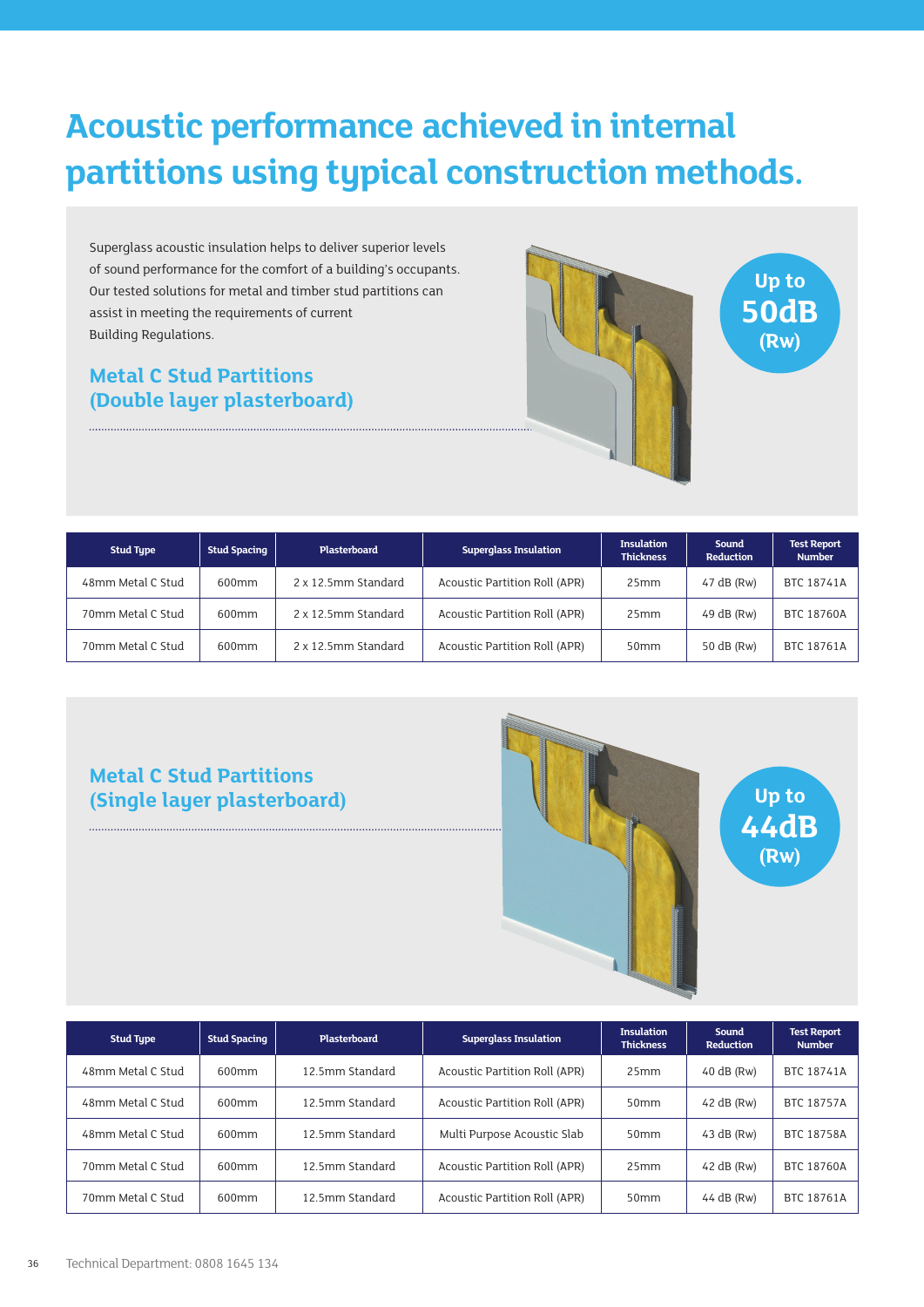# Acoustic performance achieved in internal partitions using typical construction methods.

Superglass acoustic insulation helps to deliver superior levels of sound performance for the comfort of a building's occupants. Our tested solutions for metal and timber stud partitions can assist in meeting the requirements of current Building Regulations.

## Metal C Stud Partitions (Double layer plasterboard)

Up to 50dB (Rw)

| Stud Type | Stud Spacing | Plasterboard | Superglass Insulation | Insulation Thickness | Sound Reduction | Test Report Number |
|---|---|---|---|---|---|---|
| 48mm Metal C Stud | 600mm | 2 x 12.5mm Standard | Acoustic Partition Roll (APR) | 25mm | 47 dB (Rw) | BTC 18741A |
| 70mm Metal C Stud | 600mm | 2 x 12.5mm Standard | Acoustic Partition Roll (APR) | 25mm | 49 dB (Rw) | BTC 18760A |
| 70mm Metal C Stud | 600mm | 2 x 12.5mm Standard | Acoustic Partition Roll (APR) | 50mm | 50 dB (Rw) | BTC 18761A |

## Metal C Stud Partitions (Single layer plasterboard)

Up to 44dB (Rw)

| Stud Type | Stud Spacing | Plasterboard | Superglass Insulation | Insulation Thickness | Sound Reduction | Test Report Number |
|---|---|---|---|---|---|---|
| 48mm Metal C Stud | 600mm | 12.5mm Standard | Acoustic Partition Roll (APR) | 25mm | 40 dB (Rw) | BTC 18741A |
| 48mm Metal C Stud | 600mm | 12.5mm Standard | Acoustic Partition Roll (APR) | 50mm | 42 dB (Rw) | BTC 18757A |
| 48mm Metal C Stud | 600mm | 12.5mm Standard | Multi Purpose Acoustic Slab | 50mm | 43 dB (Rw) | BTC 18758A |
| 70mm Metal C Stud | 600mm | 12.5mm Standard | Acoustic Partition Roll (APR) | 25mm | 42 dB (Rw) | BTC 18760A |
| 70mm Metal C Stud | 600mm | 12.5mm Standard | Acoustic Partition Roll (APR) | 50mm | 44 dB (Rw) | BTC 18761A |

Technical Department: 0808 1645 134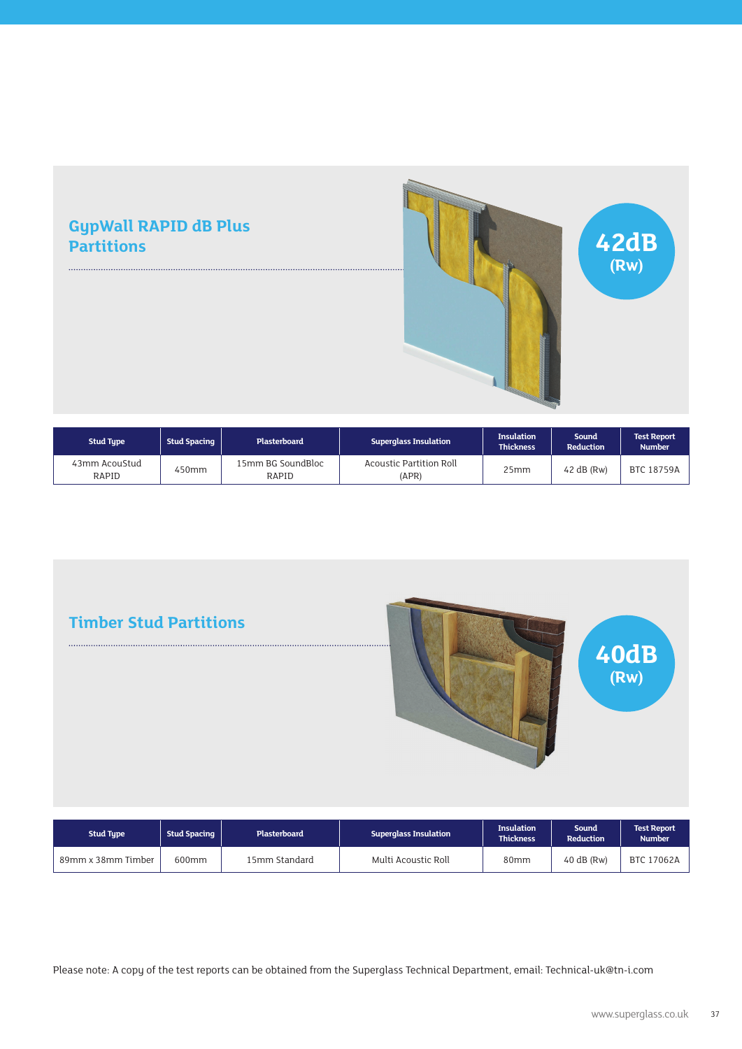## GypWall RAPID dB Plus Partitions

42dB
(Rw)

| Stud Type | Stud Spacing | Plasterboard | Superglass Insulation | Insulation Thickness | Sound Reduction | Test Report Number |
|---|---|---|---|---|---|---|
| 43mm AcouStud RAPID | 450mm | 15mm BG SoundBloc RAPID | Acoustic Partition Roll (APR) | 25mm | 42 dB (Rw) | BTC 18759A |

## Timber Stud Partitions

40dB
(Rw)

| Stud Type | Stud Spacing | Plasterboard | Superglass Insulation | Insulation Thickness | Sound Reduction | Test Report Number |
|---|---|---|---|---|---|---|
| 89mm x 38mm Timber | 600mm | 15mm Standard | Multi Acoustic Roll | 80mm | 40 dB (Rw) | BTC 17062A |

Please note: A copy of the test reports can be obtained from the Superglass Technical Department, email: Technical-uk@tn-i.com

www.superglass.co.uk